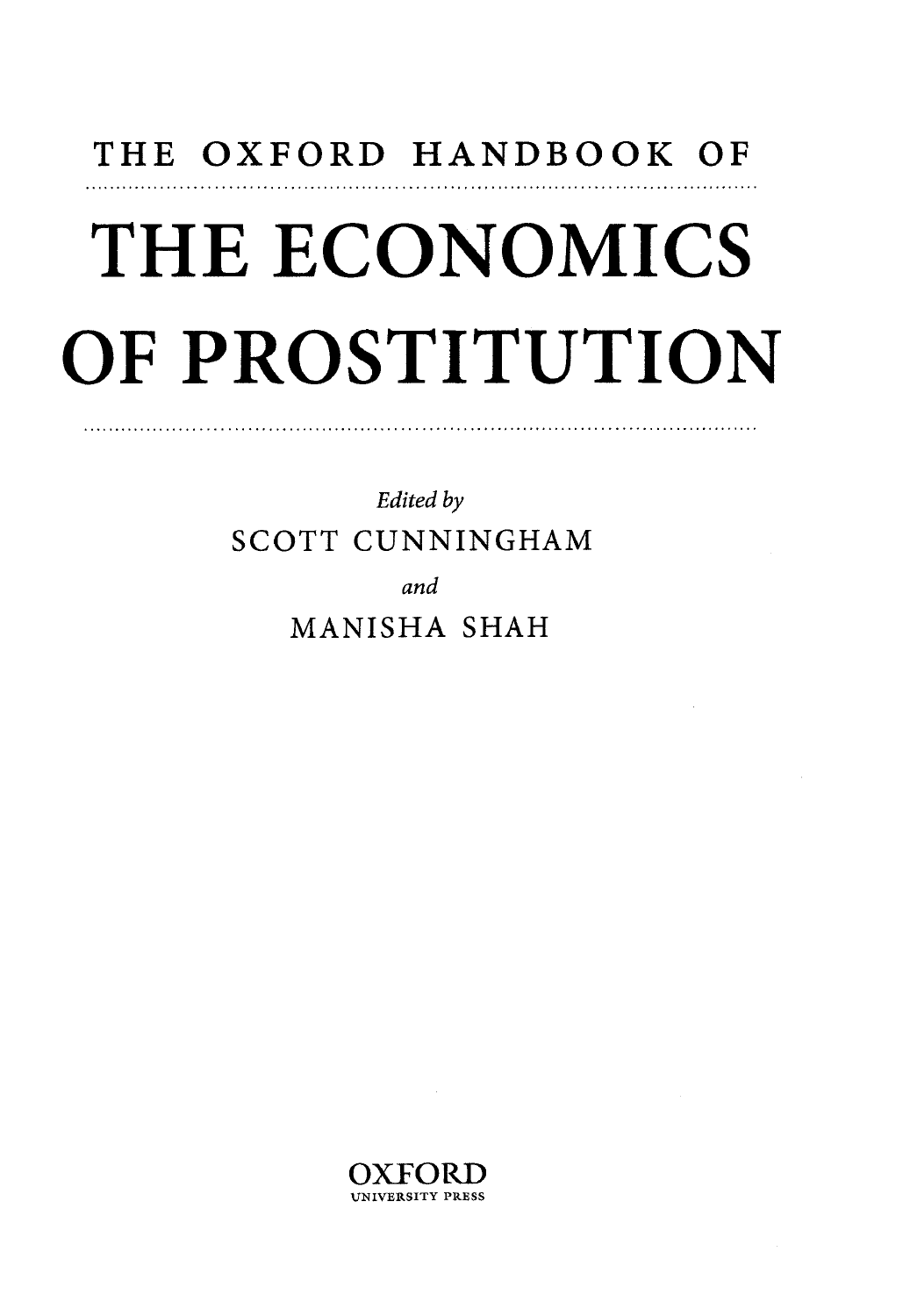# THE OXFORD HANDBOOK OF

# THE ECONOMICS OF PROSTITUTION

*Edited by*

SCOTT CUNNINGHAM

*and*

MANISHA SHAH

OXFORD
UNIVERSITY PRESS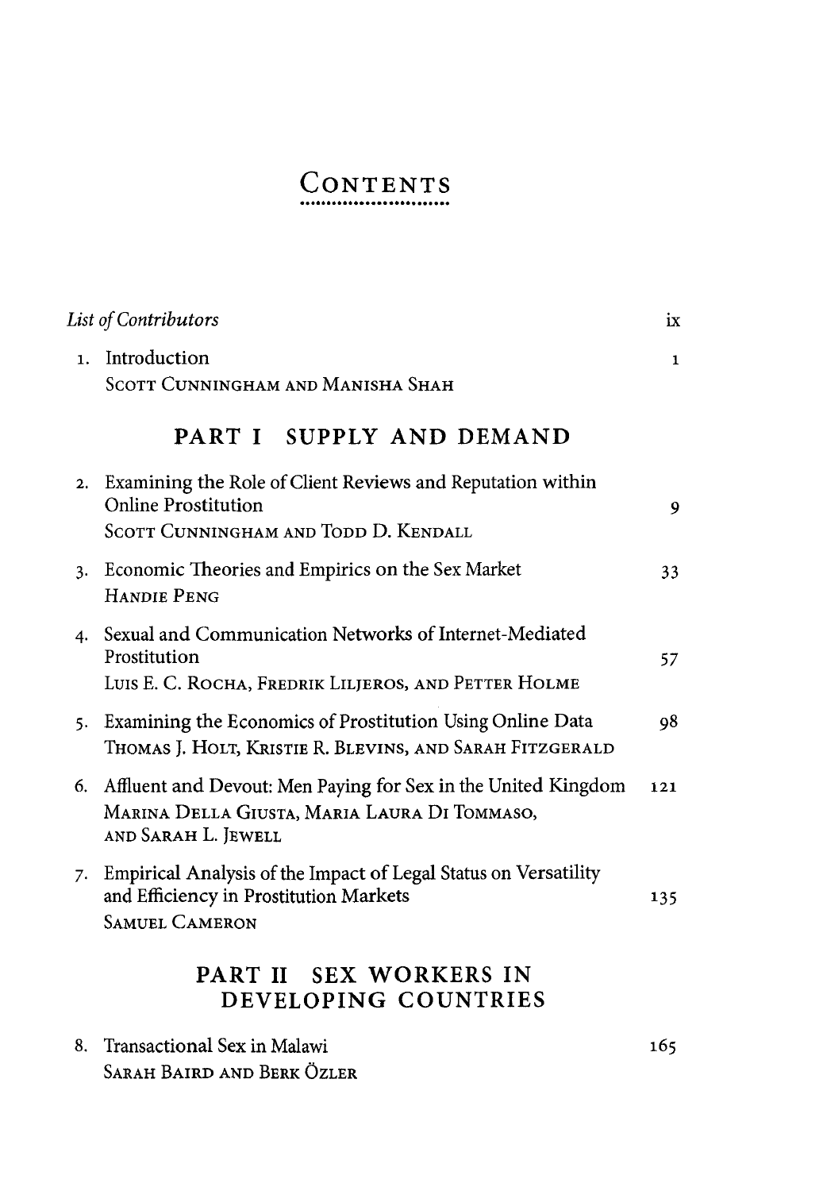# Contents

*List of Contributors* ix

1. Introduction 1
   SCOTT CUNNINGHAM AND MANISHA SHAH

## PART I SUPPLY AND DEMAND

2. Examining the Role of Client Reviews and Reputation within Online Prostitution 9
   SCOTT CUNNINGHAM AND TODD D. KENDALL

3. Economic Theories and Empirics on the Sex Market 33
   HANDIE PENG

4. Sexual and Communication Networks of Internet-Mediated Prostitution 57
   LUIS E. C. ROCHA, FREDRIK LILJEROS, AND PETTER HOLME

5. Examining the Economics of Prostitution Using Online Data 98
   THOMAS J. HOLT, KRISTIE R. BLEVINS, AND SARAH FITZGERALD

6. Affluent and Devout: Men Paying for Sex in the United Kingdom 121
   MARINA DELLA GIUSTA, MARIA LAURA DI TOMMASO, AND SARAH L. JEWELL

7. Empirical Analysis of the Impact of Legal Status on Versatility and Efficiency in Prostitution Markets 135
   SAMUEL CAMERON

## PART II SEX WORKERS IN DEVELOPING COUNTRIES

8. Transactional Sex in Malawi 165
   SARAH BAIRD AND BERK ÖZLER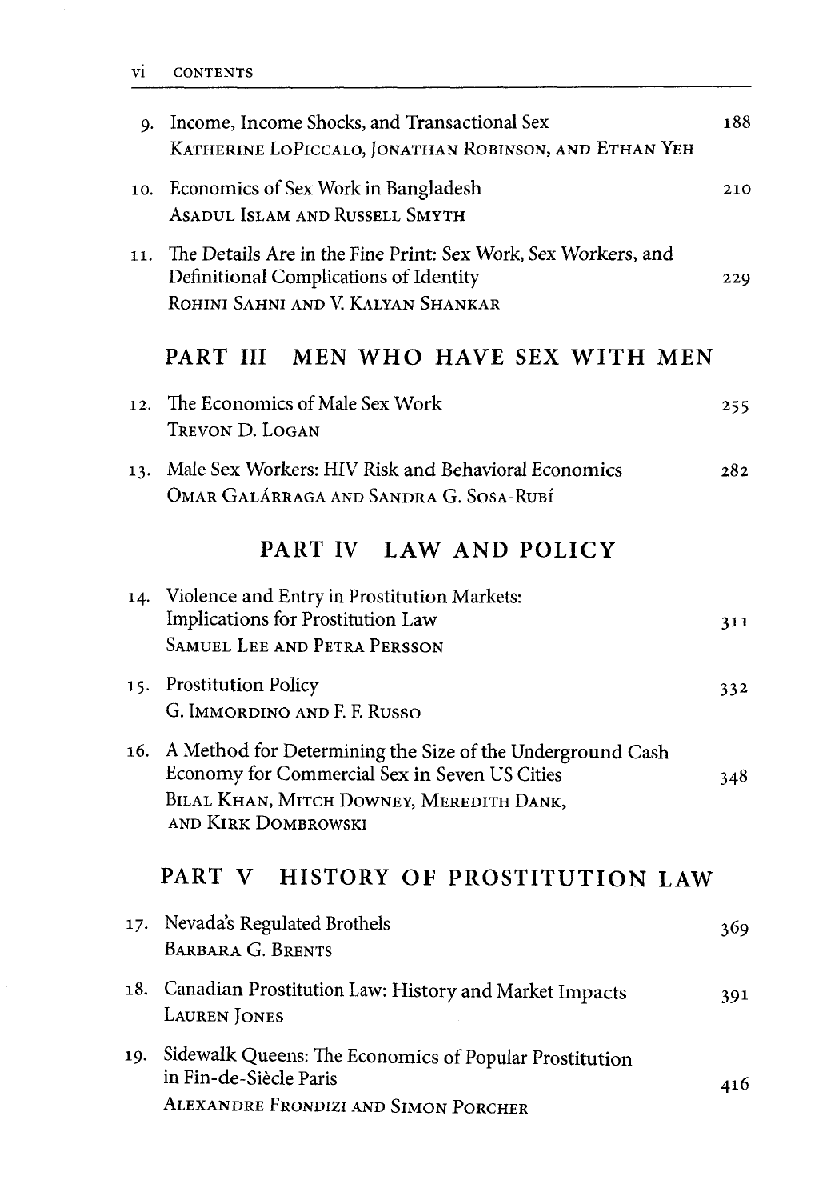9. Income, Income Shocks, and Transactional Sex — 188
   KATHERINE LOPICCALO, JONATHAN ROBINSON, AND ETHAN YEH

10. Economics of Sex Work in Bangladesh — 210
    ASADUL ISLAM AND RUSSELL SMYTH

11. The Details Are in the Fine Print: Sex Work, Sex Workers, and Definitional Complications of Identity — 229
    ROHINI SAHNI AND V. KALYAN SHANKAR

## PART III MEN WHO HAVE SEX WITH MEN

12. The Economics of Male Sex Work — 255
    TREVON D. LOGAN

13. Male Sex Workers: HIV Risk and Behavioral Economics — 282
    OMAR GALÁRRAGA AND SANDRA G. SOSA-RUBÍ

## PART IV LAW AND POLICY

14. Violence and Entry in Prostitution Markets: Implications for Prostitution Law — 311
    SAMUEL LEE AND PETRA PERSSON

15. Prostitution Policy — 332
    G. IMMORDINO AND F. F. RUSSO

16. A Method for Determining the Size of the Underground Cash Economy for Commercial Sex in Seven US Cities — 348
    BILAL KHAN, MITCH DOWNEY, MEREDITH DANK, AND KIRK DOMBROWSKI

## PART V HISTORY OF PROSTITUTION LAW

17. Nevada's Regulated Brothels — 369
    BARBARA G. BRENTS

18. Canadian Prostitution Law: History and Market Impacts — 391
    LAUREN JONES

19. Sidewalk Queens: The Economics of Popular Prostitution in Fin-de-Siècle Paris — 416
    ALEXANDRE FRONDIZI AND SIMON PORCHER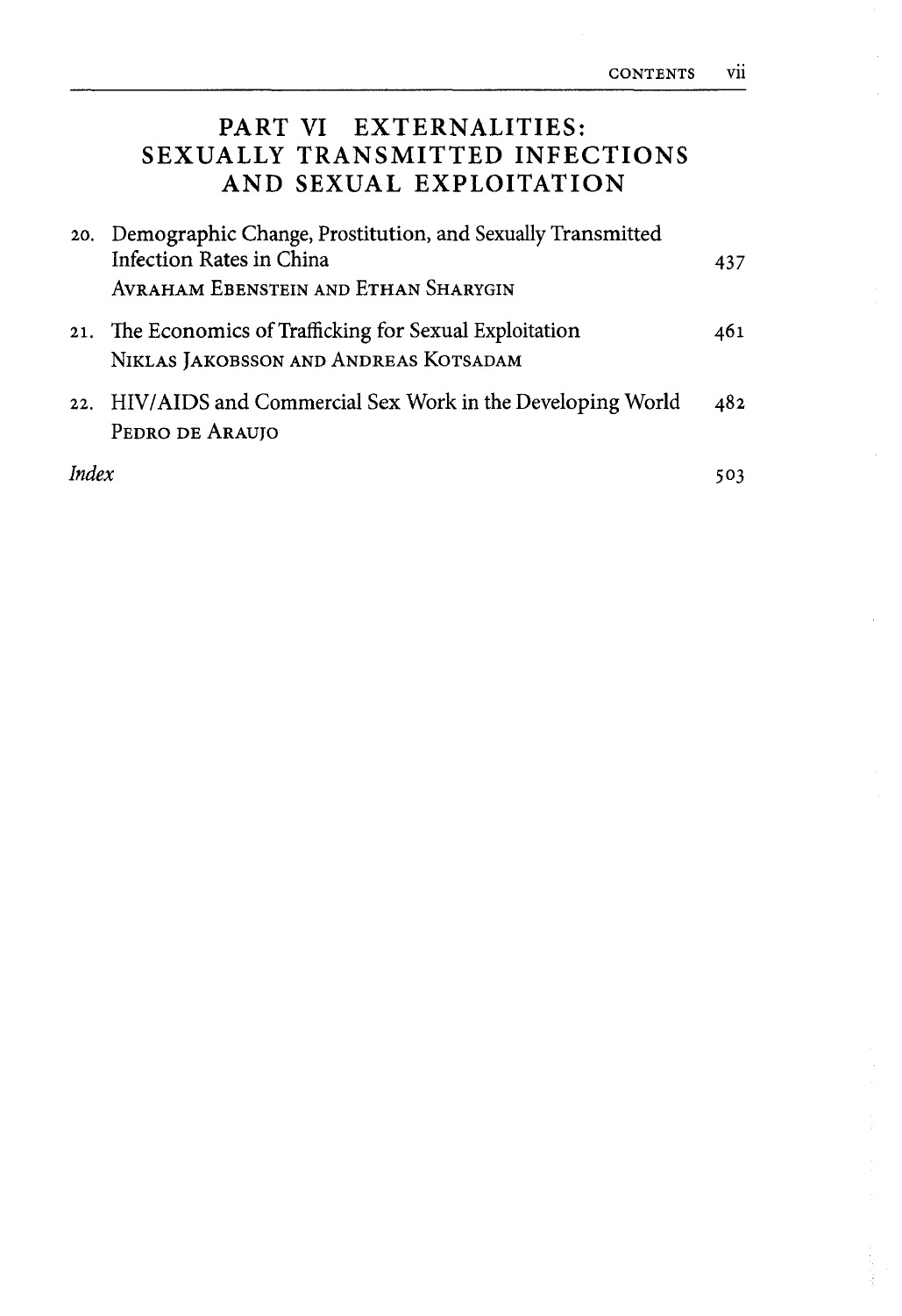## PART VI EXTERNALITIES: SEXUALLY TRANSMITTED INFECTIONS AND SEXUAL EXPLOITATION

20. Demographic Change, Prostitution, and Sexually Transmitted Infection Rates in China — 437
    Avraham Ebenstein and Ethan Sharygin

21. The Economics of Trafficking for Sexual Exploitation — 461
    Niklas Jakobsson and Andreas Kotsadam

22. HIV/AIDS and Commercial Sex Work in the Developing World — 482
    Pedro de Araujo

*Index* — 503